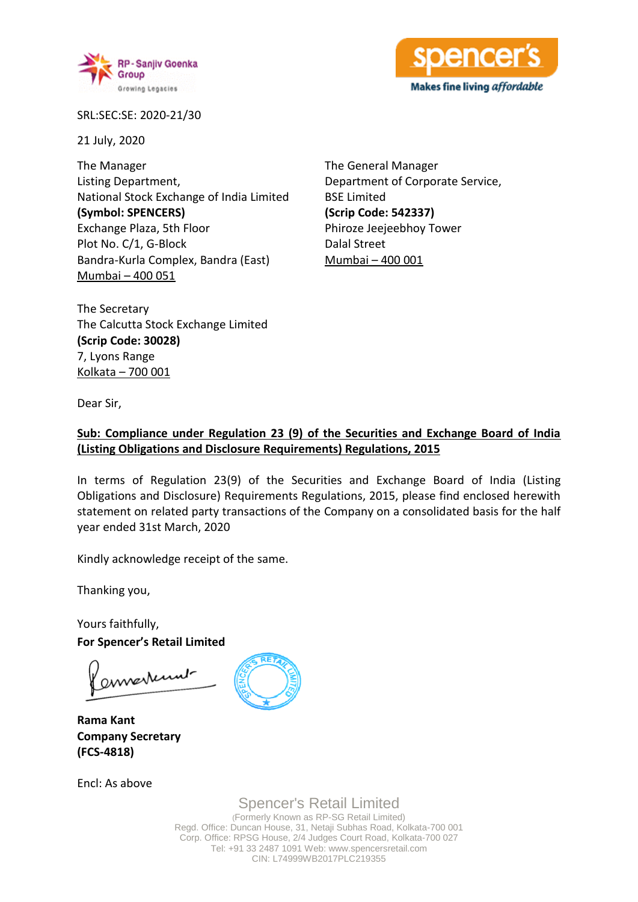SRL:SEC:SE: 2020-21/30

21 July, 2020

The Manager
Listing Department,
National Stock Exchange of India Limited
**(Symbol: SPENCERS)**
Exchange Plaza, 5th Floor
Plot No. C/1, G-Block
Bandra-Kurla Complex, Bandra (East)
Mumbai – 400 051

The General Manager
Department of Corporate Service,
BSE Limited
**(Scrip Code: 542337)**
Phiroze Jeejeebhoy Tower
Dalal Street
Mumbai – 400 001

The Secretary
The Calcutta Stock Exchange Limited
**(Scrip Code: 30028)**
7, Lyons Range
Kolkata – 700 001

Dear Sir,

**Sub: Compliance under Regulation 23 (9) of the Securities and Exchange Board of India (Listing Obligations and Disclosure Requirements) Regulations, 2015**

In terms of Regulation 23(9) of the Securities and Exchange Board of India (Listing Obligations and Disclosure) Requirements Regulations, 2015, please find enclosed herewith statement on related party transactions of the Company on a consolidated basis for the half year ended 31st March, 2020

Kindly acknowledge receipt of the same.

Thanking you,

Yours faithfully,
**For Spencer's Retail Limited**

**Rama Kant**
**Company Secretary**
**(FCS-4818)**

Encl: As above

Spencer's Retail Limited
(Formerly Known as RP-SG Retail Limited)
Regd. Office: Duncan House, 31, Netaji Subhas Road, Kolkata-700 001
Corp. Office: RPSG House, 2/4 Judges Court Road, Kolkata-700 027
Tel: +91 33 2487 1091 Web: www.spencersretail.com
CIN: L74999WB2017PLC219355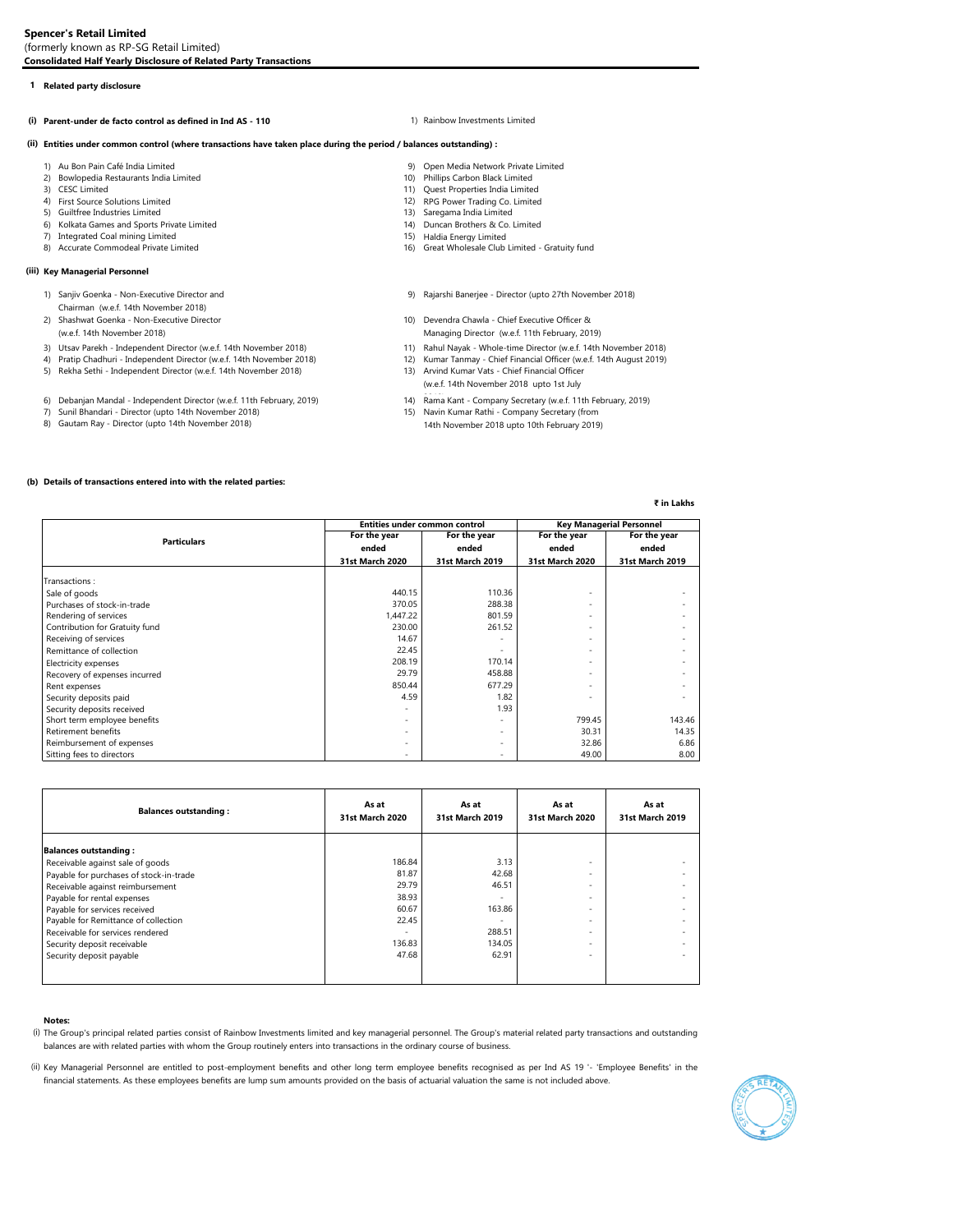**Spencer's Retail Limited**
(formerly known as RP-SG Retail Limited)
**Consolidated Half Yearly Disclosure of Related Party Transactions**

**1 Related party disclosure**

**(i) Parent-under de facto control as defined in Ind AS - 110**

1) Rainbow Investments Limited

**(ii) Entities under common control (where transactions have taken place during the period / balances outstanding) :**

1) Au Bon Pain Café India Limited
2) Bowlopedia Restaurants India Limited
3) CESC Limited
4) First Source Solutions Limited
5) Guiltfree Industries Limited
6) Kolkata Games and Sports Private Limited
7) Integrated Coal mining Limited
8) Accurate Commodeal Private Limited
9) Open Media Network Private Limited
10) Phillips Carbon Black Limited
11) Quest Properties India Limited
12) RPG Power Trading Co. Limited
13) Saregama India Limited
14) Duncan Brothers & Co. Limited
15) Haldia Energy Limited
16) Great Wholesale Club Limited - Gratuity fund

**(iii) Key Managerial Personnel**

1) Sanjiv Goenka - Non-Executive Director and Chairman (w.e.f. 14th November 2018)
2) Shashwat Goenka - Non-Executive Director (w.e.f. 14th November 2018)
3) Utsav Parekh - Independent Director (w.e.f. 14th November 2018)
4) Pratip Chadhuri - Independent Director (w.e.f. 14th November 2018)
5) Rekha Sethi - Independent Director (w.e.f. 14th November 2018)
6) Debanjan Mandal - Independent Director (w.e.f. 11th February, 2019)
7) Sunil Bhandari - Director (upto 14th November 2018)
8) Gautam Ray - Director (upto 14th November 2018)
9) Rajarshi Banerjee - Director (upto 27th November 2018)
10) Devendra Chawla - Chief Executive Officer & Managing Director (w.e.f. 11th February, 2019)
11) Rahul Nayak - Whole-time Director (w.e.f. 14th November 2018)
12) Kumar Tanmay - Chief Financial Officer (w.e.f. 14th August 2019)
13) Arvind Kumar Vats - Chief Financial Officer (w.e.f. 14th November 2018 upto 1st July
14) Rama Kant - Company Secretary (w.e.f. 11th February, 2019)
15) Navin Kumar Rathi - Company Secretary (from 14th November 2018 upto 10th February 2019)

**(b) Details of transactions entered into with the related parties:**

**₹ in Lakhs**

| Particulars | Entities under common control | | Key Managerial Personnel | |
|---|---|---|---|---|
| | For the year ended 31st March 2020 | For the year ended 31st March 2019 | For the year ended 31st March 2020 | For the year ended 31st March 2019 |
| Transactions : | | | | |
| Sale of goods | 440.15 | 110.36 | - | - |
| Purchases of stock-in-trade | 370.05 | 288.38 | - | - |
| Rendering of services | 1,447.22 | 801.59 | - | - |
| Contribution for Gratuity fund | 230.00 | 261.52 | - | - |
| Receiving of services | 14.67 | - | - | - |
| Remittance of collection | 22.45 | - | - | - |
| Electricity expenses | 208.19 | 170.14 | - | - |
| Recovery of expenses incurred | 29.79 | 458.88 | - | - |
| Rent expenses | 850.44 | 677.29 | - | - |
| Security deposits paid | 4.59 | 1.82 | - | - |
| Security deposits received | - | 1.93 | | |
| Short term employee benefits | - | - | 799.45 | 143.46 |
| Retirement benefits | - | - | 30.31 | 14.35 |
| Reimbursement of expenses | - | - | 32.86 | 6.86 |
| Sitting fees to directors | - | - | 49.00 | 8.00 |

| Balances outstanding : | As at 31st March 2020 | As at 31st March 2019 | As at 31st March 2020 | As at 31st March 2019 |
|---|---|---|---|---|
| **Balances outstanding :** | | | | |
| Receivable against sale of goods | 186.84 | 3.13 | - | - |
| Payable for purchases of stock-in-trade | 81.87 | 42.68 | - | - |
| Receivable against reimbursement | 29.79 | 46.51 | - | - |
| Payable for rental expenses | 38.93 | - | - | - |
| Payable for services received | 60.67 | 163.86 | - | - |
| Payable for Remittance of collection | 22.45 | - | - | - |
| Receivable for services rendered | - | 288.51 | - | - |
| Security deposit receivable | 136.83 | 134.05 | - | - |
| Security deposit payable | 47.68 | 62.91 | - | - |

**Notes:**

(i) The Group's principal related parties consist of Rainbow Investments limited and key managerial personnel. The Group's material related party transactions and outstanding balances are with related parties with whom the Group routinely enters into transactions in the ordinary course of business.

(ii) Key Managerial Personnel are entitled to post-employment benefits and other long term employee benefits recognised as per Ind AS 19 '- 'Employee Benefits' in the financial statements. As these employees benefits are lump sum amounts provided on the basis of actuarial valuation the same is not included above.